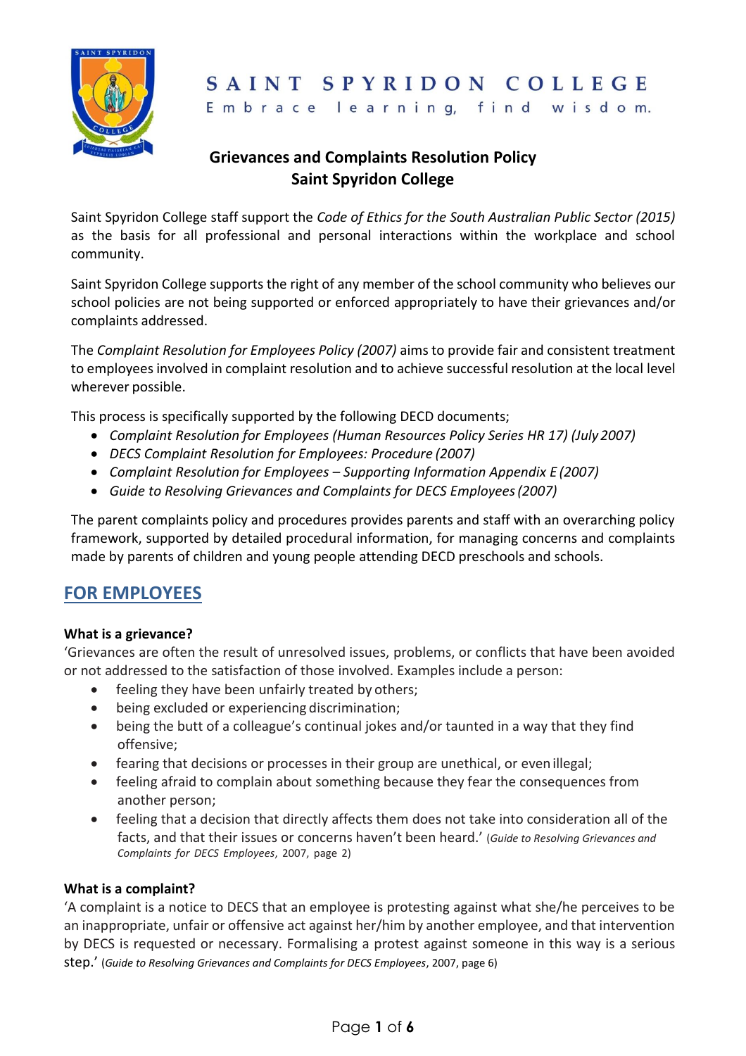SAINT SPYRIDON COLLEGE

Embrace learning, find wisdom.

# Grievances and Complaints Resolution Policy
# Saint Spyridon College

Saint Spyridon College staff support the *Code of Ethics for the South Australian Public Sector (2015)* as the basis for all professional and personal interactions within the workplace and school community.

Saint Spyridon College supports the right of any member of the school community who believes our school policies are not being supported or enforced appropriately to have their grievances and/or complaints addressed.

The *Complaint Resolution for Employees Policy (2007)* aims to provide fair and consistent treatment to employees involved in complaint resolution and to achieve successful resolution at the local level wherever possible.

This process is specifically supported by the following DECD documents;

- *Complaint Resolution for Employees (Human Resources Policy Series HR 17) (July 2007)*
- *DECS Complaint Resolution for Employees: Procedure (2007)*
- *Complaint Resolution for Employees – Supporting Information Appendix E (2007)*
- *Guide to Resolving Grievances and Complaints for DECS Employees (2007)*

The parent complaints policy and procedures provides parents and staff with an overarching policy framework, supported by detailed procedural information, for managing concerns and complaints made by parents of children and young people attending DECD preschools and schools.

## FOR EMPLOYEES

### What is a grievance?

'Grievances are often the result of unresolved issues, problems, or conflicts that have been avoided or not addressed to the satisfaction of those involved. Examples include a person:

- feeling they have been unfairly treated by others;
- being excluded or experiencing discrimination;
- being the butt of a colleague's continual jokes and/or taunted in a way that they find offensive;
- fearing that decisions or processes in their group are unethical, or even illegal;
- feeling afraid to complain about something because they fear the consequences from another person;
- feeling that a decision that directly affects them does not take into consideration all of the facts, and that their issues or concerns haven't been heard.' (*Guide to Resolving Grievances and Complaints for DECS Employees*, 2007, page 2)

### What is a complaint?

'A complaint is a notice to DECS that an employee is protesting against what she/he perceives to be an inappropriate, unfair or offensive act against her/him by another employee, and that intervention by DECS is requested or necessary. Formalising a protest against someone in this way is a serious step.' (*Guide to Resolving Grievances and Complaints for DECS Employees*, 2007, page 6)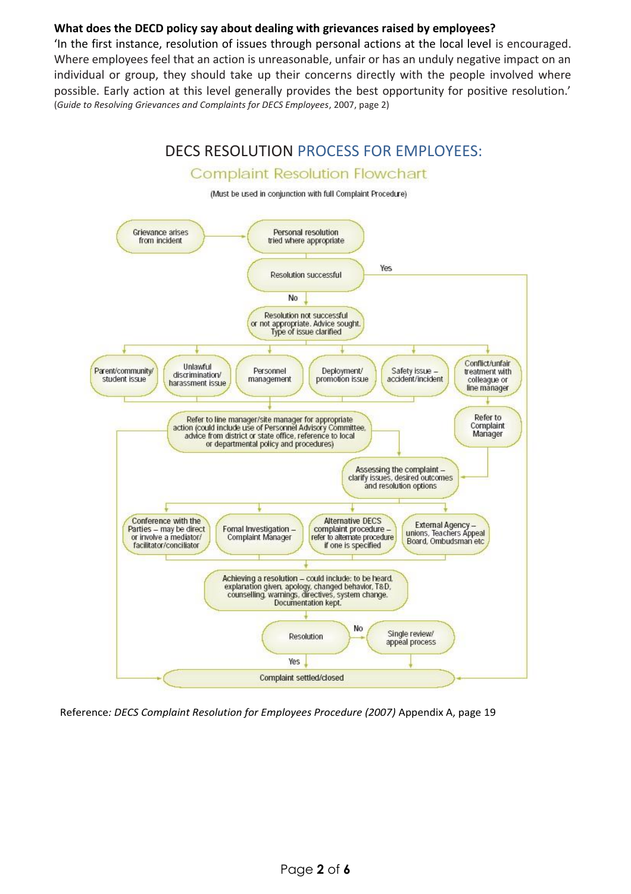**What does the DECD policy say about dealing with grievances raised by employees?**

'In the first instance, resolution of issues through personal actions at the local level is encouraged. Where employees feel that an action is unreasonable, unfair or has an unduly negative impact on an individual or group, they should take up their concerns directly with the people involved where possible. Early action at this level generally provides the best opportunity for positive resolution.' (*Guide to Resolving Grievances and Complaints for DECS Employees*, 2007, page 2)

## DECS RESOLUTION PROCESS FOR EMPLOYEES:

### Complaint Resolution Flowchart

(Must be used in conjunction with full Complaint Procedure)

- Grievance arises from incident
- Personal resolution tried where appropriate
- Resolution successful
  - Yes → Complaint settled/closed
  - No → Resolution not successful or not appropriate. Advice sought. Type of issue clarified
- Type of issue:
  - Parent/community/ student issue
  - Unlawful discrimination/ harassment issue
  - Personnel management
  - Deployment/ promotion issue
  - Safety issue – accident/incident
  - Conflict/unfair treatment with colleague or line manager → Refer to Complaint Manager → Assessing the complaint
- Refer to line manager/site manager for appropriate action (could include use of Personnel Advisory Committee, advice from district or state office, reference to local or departmental policy and procedures) → Complaint settled/closed, or → Assessing the complaint
- Assessing the complaint – clarify issues, desired outcomes and resolution options
  - Conference with the Parties – may be direct or involve a mediator/ facilitator/conciliator
  - Fomal Investigation – Complaint Manager
  - Alternative DECS complaint procedure – refer to alternate procedure if one is specified
  - External Agency – unions, Teachers Appeal Board, Ombudsman etc
- Achieving a resolution – could include: to be heard, explanation given, apology, changed behavior, T&D, counselling, warnings, directives, system change. Documentation kept.
- Resolution
  - Yes → Complaint settled/closed
  - No → Single review/ appeal process → Complaint settled/closed

Reference*: DECS Complaint Resolution for Employees Procedure (2007)* Appendix A, page 19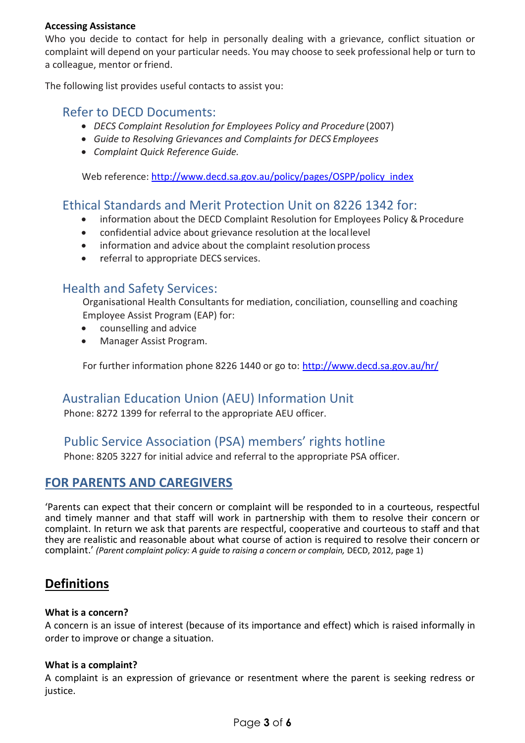**Accessing Assistance**

Who you decide to contact for help in personally dealing with a grievance, conflict situation or complaint will depend on your particular needs. You may choose to seek professional help or turn to a colleague, mentor or friend.

The following list provides useful contacts to assist you:

### Refer to DECD Documents:

- *DECS Complaint Resolution for Employees Policy and Procedure* (2007)
- *Guide to Resolving Grievances and Complaints for DECS Employees*
- *Complaint Quick Reference Guide.*

Web reference: [http://www.decd.sa.gov.au/policy/pages/OSPP/policy_index](http://www.decd.sa.gov.au/policy/pages/OSPP/policy_index)

### Ethical Standards and Merit Protection Unit on 8226 1342 for:

- information about the DECD Complaint Resolution for Employees Policy & Procedure
- confidential advice about grievance resolution at the local level
- information and advice about the complaint resolution process
- referral to appropriate DECS services.

### Health and Safety Services:

Organisational Health Consultants for mediation, conciliation, counselling and coaching
Employee Assist Program (EAP) for:

- counselling and advice
- Manager Assist Program.

For further information phone 8226 1440 or go to: [http://www.decd.sa.gov.au/hr/](http://www.decd.sa.gov.au/hr/)

### Australian Education Union (AEU) Information Unit

Phone: 8272 1399 for referral to the appropriate AEU officer.

### Public Service Association (PSA) members' rights hotline

Phone: 8205 3227 for initial advice and referral to the appropriate PSA officer.

## FOR PARENTS AND CAREGIVERS

'Parents can expect that their concern or complaint will be responded to in a courteous, respectful and timely manner and that staff will work in partnership with them to resolve their concern or complaint. In return we ask that parents are respectful, cooperative and courteous to staff and that they are realistic and reasonable about what course of action is required to resolve their concern or complaint.' *(Parent complaint policy: A guide to raising a concern or complain,* DECD, 2012, page 1)

## Definitions

**What is a concern?**

A concern is an issue of interest (because of its importance and effect) which is raised informally in order to improve or change a situation.

**What is a complaint?**

A complaint is an expression of grievance or resentment where the parent is seeking redress or justice.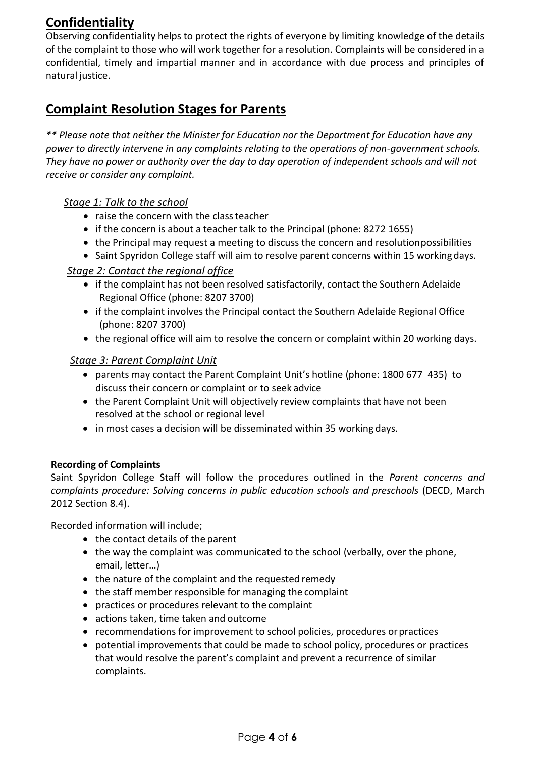## Confidentiality

Observing confidentiality helps to protect the rights of everyone by limiting knowledge of the details of the complaint to those who will work together for a resolution. Complaints will be considered in a confidential, timely and impartial manner and in accordance with due process and principles of natural justice.

## Complaint Resolution Stages for Parents

*** Please note that neither the Minister for Education nor the Department for Education have any power to directly intervene in any complaints relating to the operations of non-government schools. They have no power or authority over the day to day operation of independent schools and will not receive or consider any complaint.*

### *Stage 1: Talk to the school*

- raise the concern with the class teacher
- if the concern is about a teacher talk to the Principal (phone: 8272 1655)
- the Principal may request a meeting to discuss the concern and resolution possibilities
- Saint Spyridon College staff will aim to resolve parent concerns within 15 working days.

### *Stage 2: Contact the regional office*

- if the complaint has not been resolved satisfactorily, contact the Southern Adelaide Regional Office (phone: 8207 3700)
- if the complaint involves the Principal contact the Southern Adelaide Regional Office (phone: 8207 3700)
- the regional office will aim to resolve the concern or complaint within 20 working days.

### *Stage 3: Parent Complaint Unit*

- parents may contact the Parent Complaint Unit's hotline (phone: 1800 677 435) to discuss their concern or complaint or to seek advice
- the Parent Complaint Unit will objectively review complaints that have not been resolved at the school or regional level
- in most cases a decision will be disseminated within 35 working days.

**Recording of Complaints**

Saint Spyridon College Staff will follow the procedures outlined in the *Parent concerns and complaints procedure: Solving concerns in public education schools and preschools* (DECD, March 2012 Section 8.4).

Recorded information will include;

- the contact details of the parent
- the way the complaint was communicated to the school (verbally, over the phone, email, letter…)
- the nature of the complaint and the requested remedy
- the staff member responsible for managing the complaint
- practices or procedures relevant to the complaint
- actions taken, time taken and outcome
- recommendations for improvement to school policies, procedures or practices
- potential improvements that could be made to school policy, procedures or practices that would resolve the parent's complaint and prevent a recurrence of similar complaints.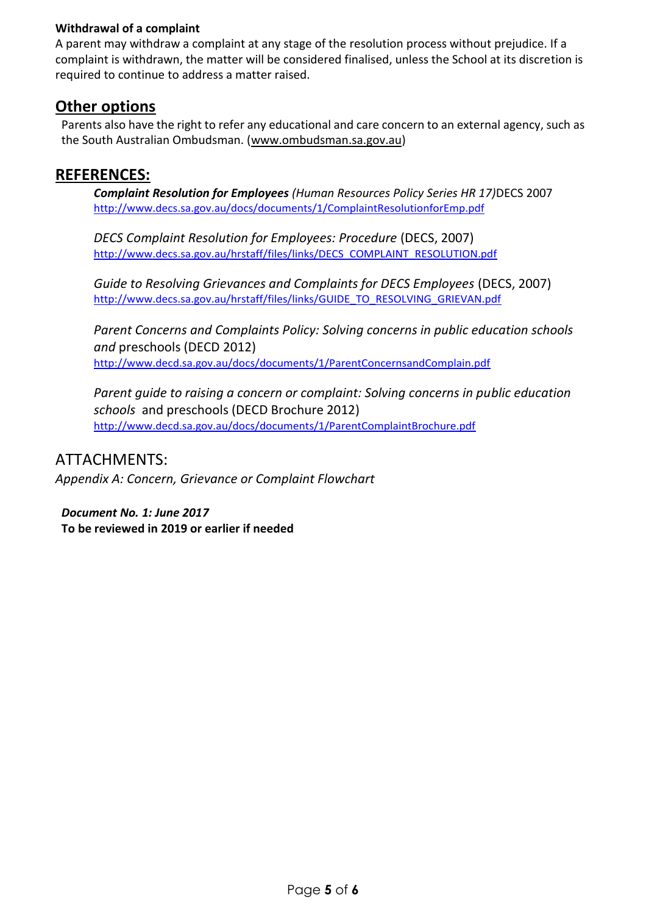**Withdrawal of a complaint**

A parent may withdraw a complaint at any stage of the resolution process without prejudice. If a complaint is withdrawn, the matter will be considered finalised, unless the School at its discretion is required to continue to address a matter raised.

## Other options

Parents also have the right to refer any educational and care concern to an external agency, such as the South Australian Ombudsman. (www.ombudsman.sa.gov.au)

## REFERENCES:

***Complaint Resolution for Employees*** *(Human Resources Policy Series HR 17)*DECS 2007
http://www.decs.sa.gov.au/docs/documents/1/ComplaintResolutionforEmp.pdf

*DECS Complaint Resolution for Employees: Procedure* (DECS, 2007)
http://www.decs.sa.gov.au/hrstaff/files/links/DECS_COMPLAINT_RESOLUTION.pdf

*Guide to Resolving Grievances and Complaints for DECS Employees* (DECS, 2007)
http://www.decs.sa.gov.au/hrstaff/files/links/GUIDE_TO_RESOLVING_GRIEVAN.pdf

*Parent Concerns and Complaints Policy: Solving concerns in public education schools and* preschools (DECD 2012)
http://www.decd.sa.gov.au/docs/documents/1/ParentConcernsandComplain.pdf

*Parent guide to raising a concern or complaint: Solving concerns in public education schools* and preschools (DECD Brochure 2012)
http://www.decd.sa.gov.au/docs/documents/1/ParentComplaintBrochure.pdf

## ATTACHMENTS:

*Appendix A: Concern, Grievance or Complaint Flowchart*

***Document No. 1: June 2017***
**To be reviewed in 2019 or earlier if needed**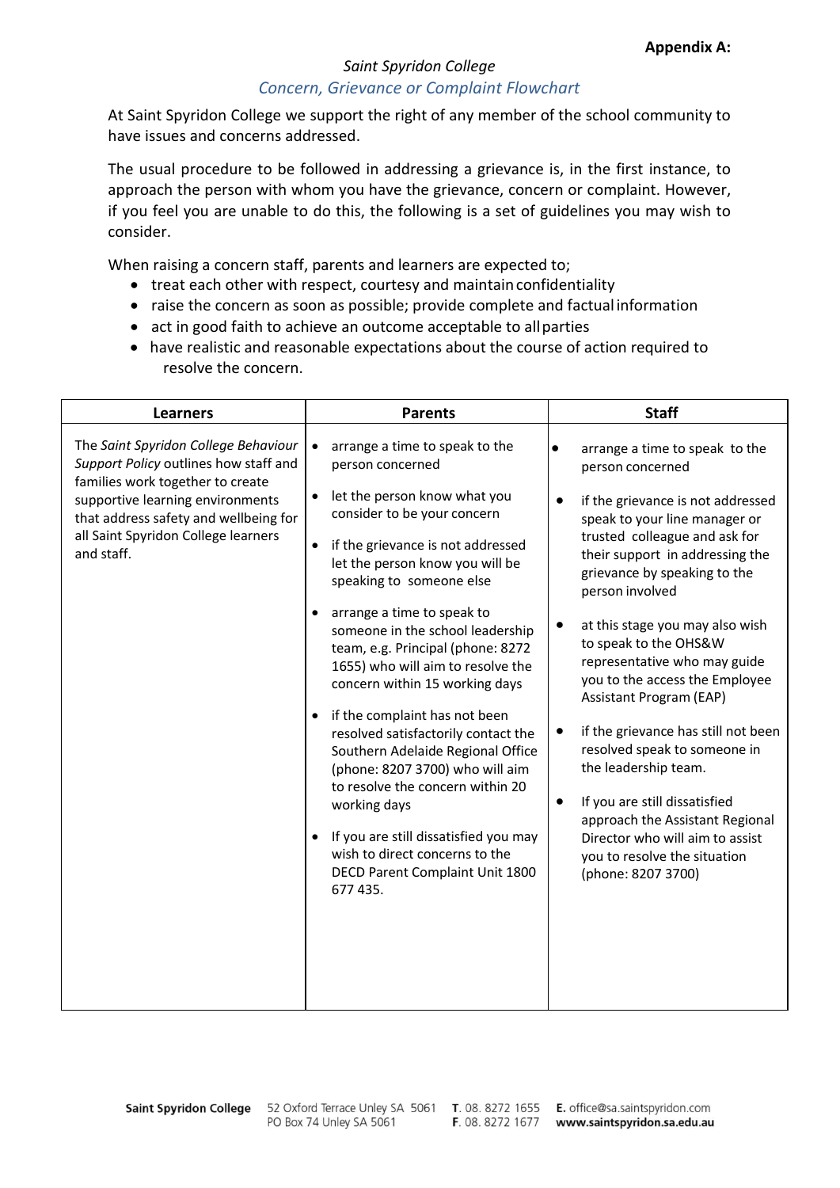**Appendix A:**

*Saint Spyridon College*

## *Concern, Grievance or Complaint Flowchart*

At Saint Spyridon College we support the right of any member of the school community to have issues and concerns addressed.

The usual procedure to be followed in addressing a grievance is, in the first instance, to approach the person with whom you have the grievance, concern or complaint. However, if you feel you are unable to do this, the following is a set of guidelines you may wish to consider.

When raising a concern staff, parents and learners are expected to;

- treat each other with respect, courtesy and maintain confidentiality
- raise the concern as soon as possible; provide complete and factual information
- act in good faith to achieve an outcome acceptable to all parties
- have realistic and reasonable expectations about the course of action required to resolve the concern.

| Learners | Parents | Staff |
|---|---|---|
| The *Saint Spyridon College Behaviour Support Policy* outlines how staff and families work together to create supportive learning environments that address safety and wellbeing for all Saint Spyridon College learners and staff. | • arrange a time to speak to the person concerned<br>• let the person know what you consider to be your concern<br>• if the grievance is not addressed let the person know you will be speaking to someone else<br>• arrange a time to speak to someone in the school leadership team, e.g. Principal (phone: 8272 1655) who will aim to resolve the concern within 15 working days<br>• if the complaint has not been resolved satisfactorily contact the Southern Adelaide Regional Office (phone: 8207 3700) who will aim to resolve the concern within 20 working days<br>• If you are still dissatisfied you may wish to direct concerns to the DECD Parent Complaint Unit 1800 677 435. | • arrange a time to speak to the person concerned<br>• if the grievance is not addressed speak to your line manager or trusted colleague and ask for their support in addressing the grievance by speaking to the person involved<br>• at this stage you may also wish to speak to the OHS&W representative who may guide you to the access the Employee Assistant Program (EAP)<br>• if the grievance has still not been resolved speak to someone in the leadership team.<br>• If you are still dissatisfied approach the Assistant Regional Director who will aim to assist you to resolve the situation (phone: 8207 3700) |

**Saint Spyridon College** 52 Oxford Terrace Unley SA 5061 PO Box 74 Unley SA 5061 **T.** 08. 8272 1655 **F.** 08. 8272 1677 **E.** office@sa.saintspyridon.com **www.saintspyridon.sa.edu.au**